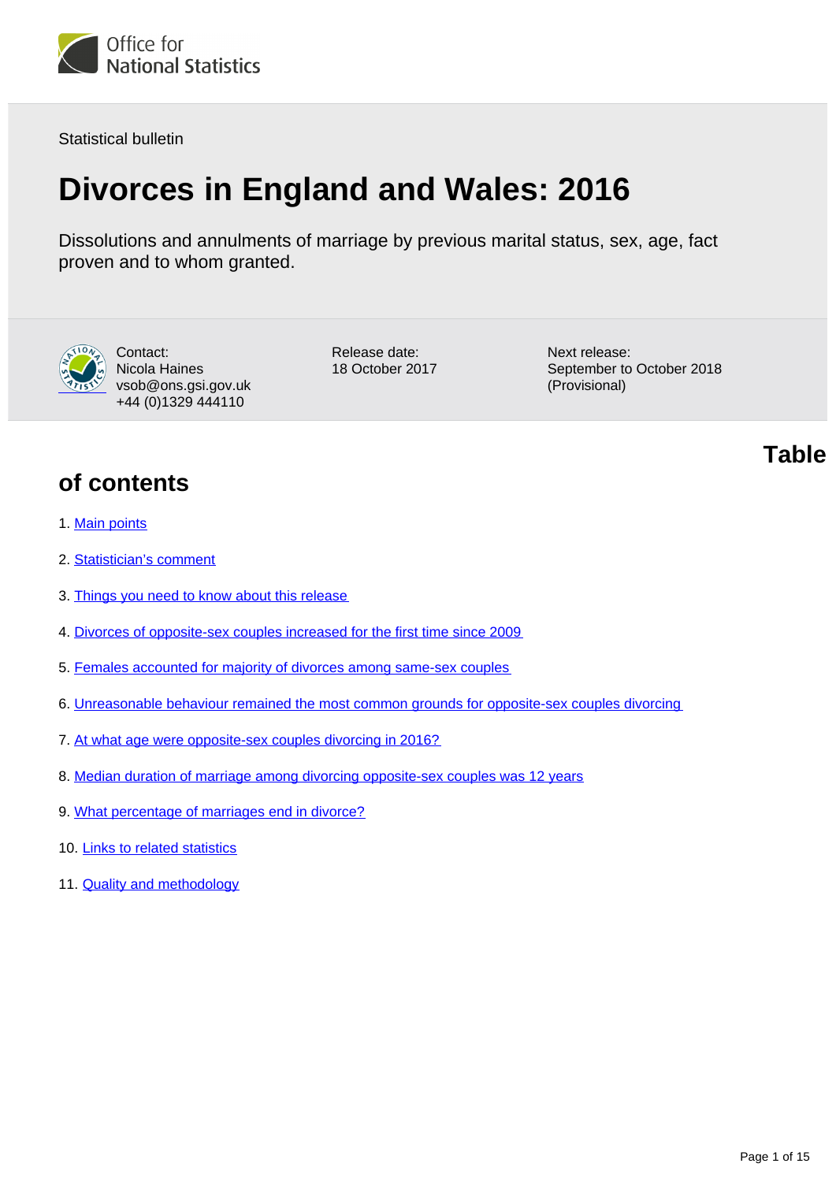Office for National Statistics

Statistical bulletin

# Divorces in England and Wales: 2016

Dissolutions and annulments of marriage by previous marital status, sex, age, fact proven and to whom granted.

Contact:
Nicola Haines
vsob@ons.gsi.gov.uk
+44 (0)1329 444110

Release date:
18 October 2017

Next release:
September to October 2018 (Provisional)

## Table of contents

1. Main points
2. Statistician's comment
3. Things you need to know about this release
4. Divorces of opposite-sex couples increased for the first time since 2009
5. Females accounted for majority of divorces among same-sex couples
6. Unreasonable behaviour remained the most common grounds for opposite-sex couples divorcing
7. At what age were opposite-sex couples divorcing in 2016?
8. Median duration of marriage among divorcing opposite-sex couples was 12 years
9. What percentage of marriages end in divorce?
10. Links to related statistics
11. Quality and methodology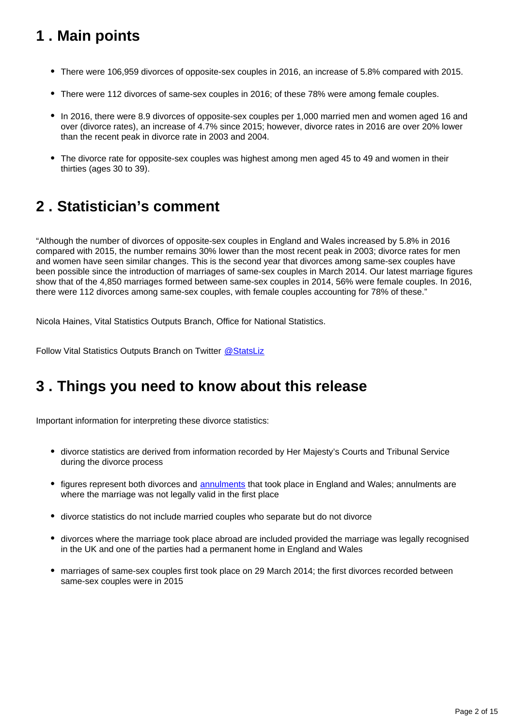## 1 . Main points

- There were 106,959 divorces of opposite-sex couples in 2016, an increase of 5.8% compared with 2015.
- There were 112 divorces of same-sex couples in 2016; of these 78% were among female couples.
- In 2016, there were 8.9 divorces of opposite-sex couples per 1,000 married men and women aged 16 and over (divorce rates), an increase of 4.7% since 2015; however, divorce rates in 2016 are over 20% lower than the recent peak in divorce rate in 2003 and 2004.
- The divorce rate for opposite-sex couples was highest among men aged 45 to 49 and women in their thirties (ages 30 to 39).

## 2 . Statistician's comment

"Although the number of divorces of opposite-sex couples in England and Wales increased by 5.8% in 2016 compared with 2015, the number remains 30% lower than the most recent peak in 2003; divorce rates for men and women have seen similar changes. This is the second year that divorces among same-sex couples have been possible since the introduction of marriages of same-sex couples in March 2014. Our latest marriage figures show that of the 4,850 marriages formed between same-sex couples in 2014, 56% were female couples. In 2016, there were 112 divorces among same-sex couples, with female couples accounting for 78% of these."

Nicola Haines, Vital Statistics Outputs Branch, Office for National Statistics.

Follow Vital Statistics Outputs Branch on Twitter [@StatsLiz](https://twitter.com/StatsLiz)

## 3 . Things you need to know about this release

Important information for interpreting these divorce statistics:

- divorce statistics are derived from information recorded by Her Majesty's Courts and Tribunal Service during the divorce process
- figures represent both divorces and [annulments](#) that took place in England and Wales; annulments are where the marriage was not legally valid in the first place
- divorce statistics do not include married couples who separate but do not divorce
- divorces where the marriage took place abroad are included provided the marriage was legally recognised in the UK and one of the parties had a permanent home in England and Wales
- marriages of same-sex couples first took place on 29 March 2014; the first divorces recorded between same-sex couples were in 2015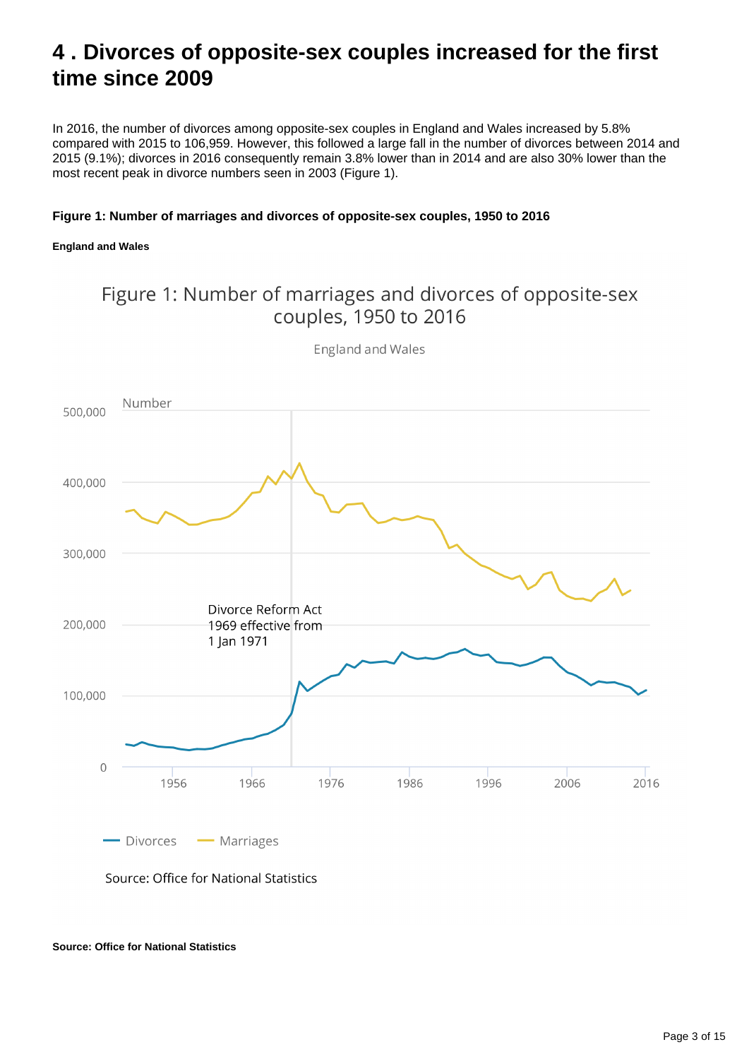# 4 . Divorces of opposite-sex couples increased for the first time since 2009

In 2016, the number of divorces among opposite-sex couples in England and Wales increased by 5.8% compared with 2015 to 106,959. However, this followed a large fall in the number of divorces between 2014 and 2015 (9.1%); divorces in 2016 consequently remain 3.8% lower than in 2014 and are also 30% lower than the most recent peak in divorce numbers seen in 2003 (Figure 1).

**Figure 1: Number of marriages and divorces of opposite-sex couples, 1950 to 2016**

**England and Wales**

Figure 1: Number of marriages and divorces of opposite-sex couples, 1950 to 2016

England and Wales

Number

Divorce Reform Act 1969 effective from 1 Jan 1971

Divorces — Marriages

Source: Office for National Statistics

**Source: Office for National Statistics**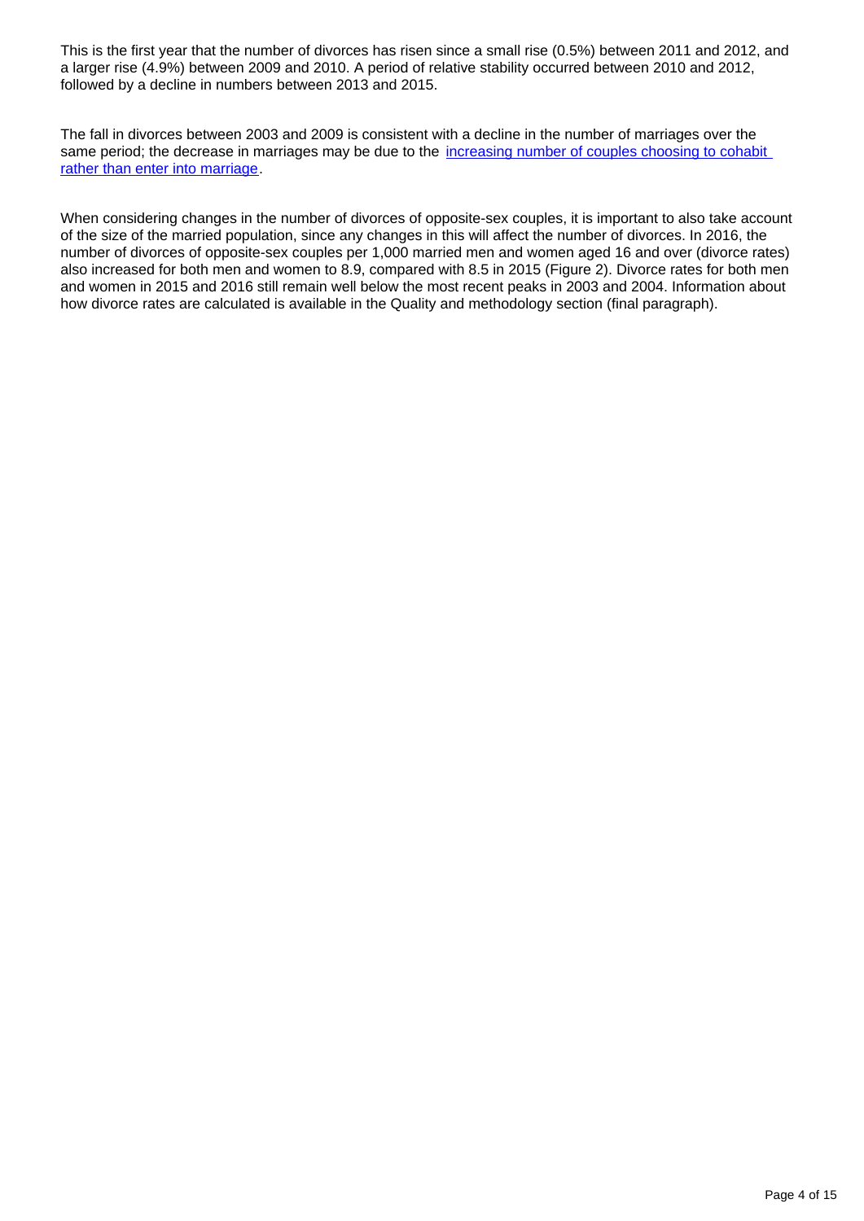This is the first year that the number of divorces has risen since a small rise (0.5%) between 2011 and 2012, and a larger rise (4.9%) between 2009 and 2010. A period of relative stability occurred between 2010 and 2012, followed by a decline in numbers between 2013 and 2015.

The fall in divorces between 2003 and 2009 is consistent with a decline in the number of marriages over the same period; the decrease in marriages may be due to the [increasing number of couples choosing to cohabit rather than enter into marriage].

When considering changes in the number of divorces of opposite-sex couples, it is important to also take account of the size of the married population, since any changes in this will affect the number of divorces. In 2016, the number of divorces of opposite-sex couples per 1,000 married men and women aged 16 and over (divorce rates) also increased for both men and women to 8.9, compared with 8.5 in 2015 (Figure 2). Divorce rates for both men and women in 2015 and 2016 still remain well below the most recent peaks in 2003 and 2004. Information about how divorce rates are calculated is available in the Quality and methodology section (final paragraph).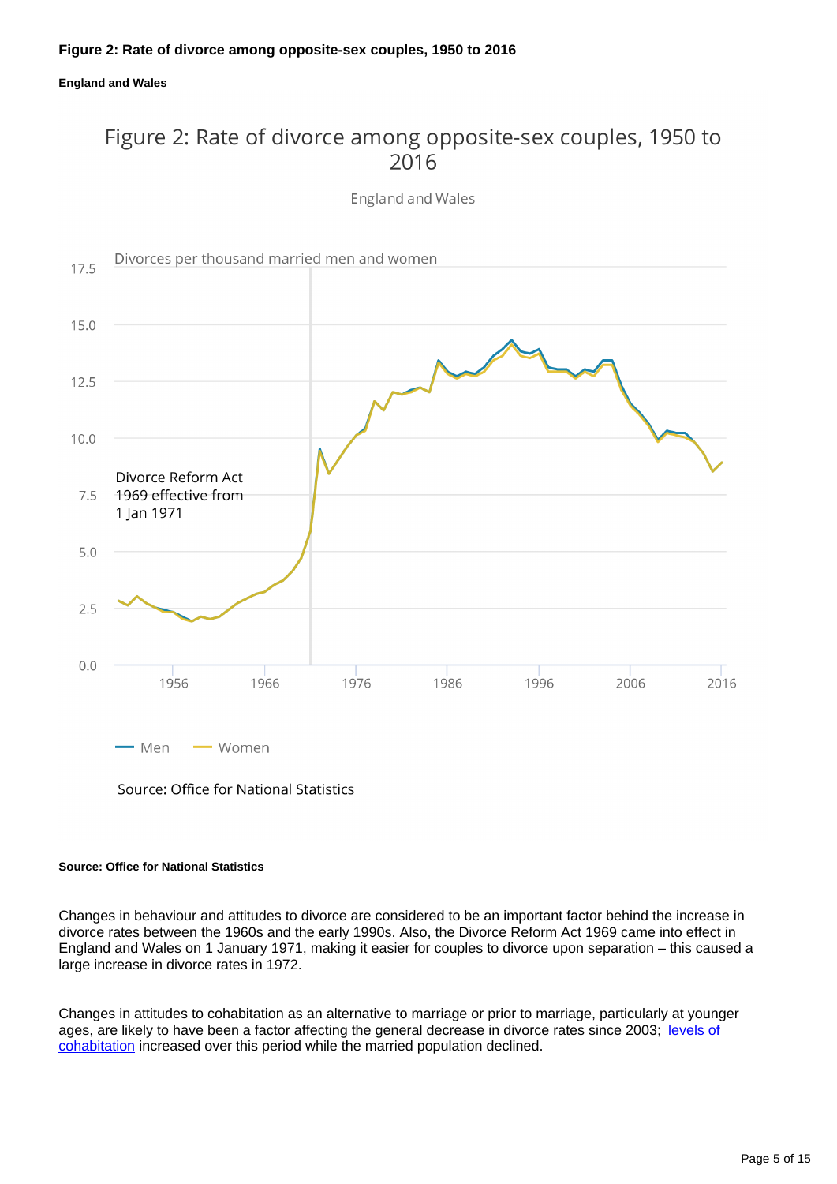**Figure 2: Rate of divorce among opposite-sex couples, 1950 to 2016**

**England and Wales**

**Source: Office for National Statistics**

Changes in behaviour and attitudes to divorce are considered to be an important factor behind the increase in divorce rates between the 1960s and the early 1990s. Also, the Divorce Reform Act 1969 came into effect in England and Wales on 1 January 1971, making it easier for couples to divorce upon separation – this caused a large increase in divorce rates in 1972.

Changes in attitudes to cohabitation as an alternative to marriage or prior to marriage, particularly at younger ages, are likely to have been a factor affecting the general decrease in divorce rates since 2003; [levels of cohabitation] increased over this period while the married population declined.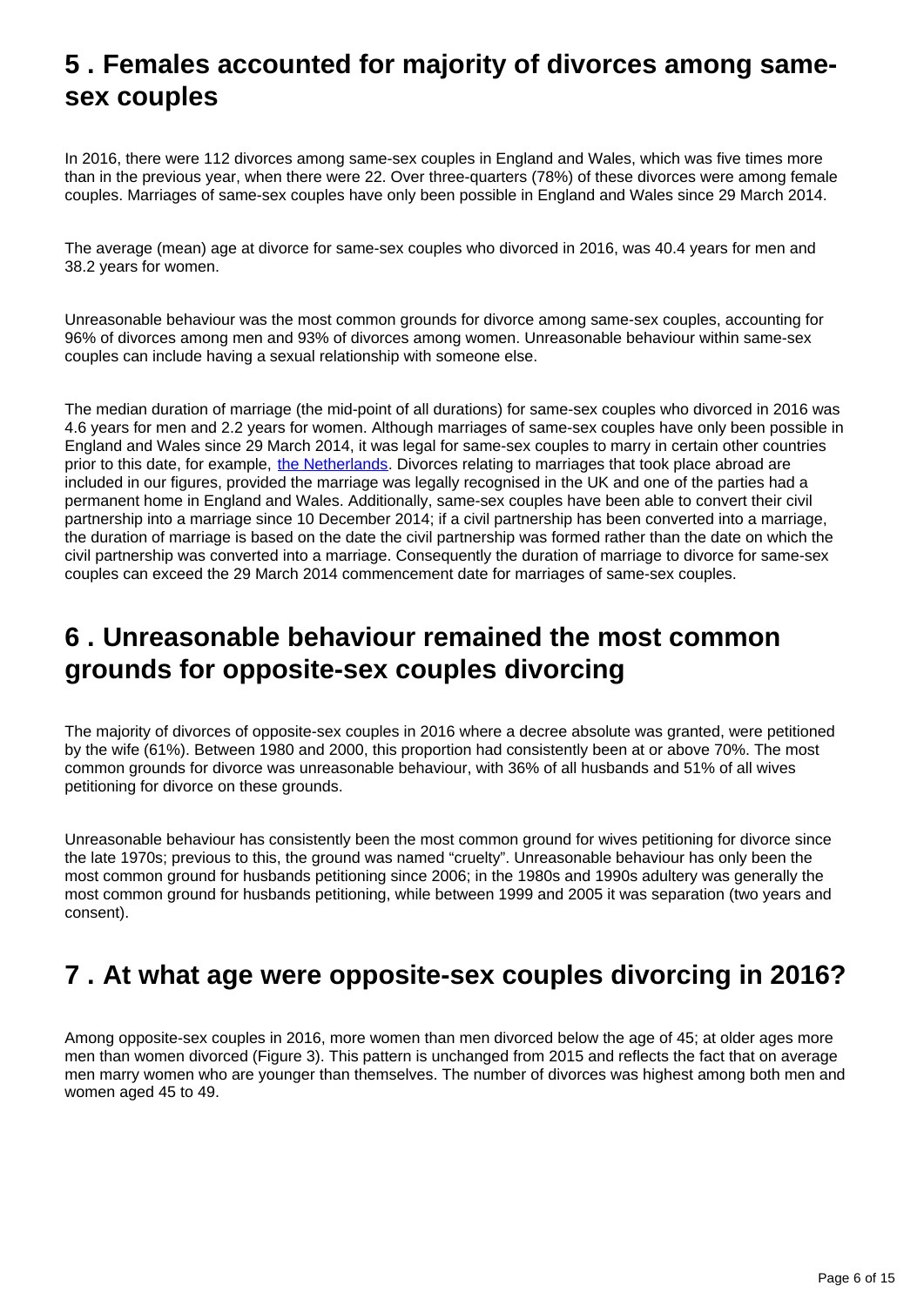## 5 . Females accounted for majority of divorces among same-sex couples

In 2016, there were 112 divorces among same-sex couples in England and Wales, which was five times more than in the previous year, when there were 22. Over three-quarters (78%) of these divorces were among female couples. Marriages of same-sex couples have only been possible in England and Wales since 29 March 2014.

The average (mean) age at divorce for same-sex couples who divorced in 2016, was 40.4 years for men and 38.2 years for women.

Unreasonable behaviour was the most common grounds for divorce among same-sex couples, accounting for 96% of divorces among men and 93% of divorces among women. Unreasonable behaviour within same-sex couples can include having a sexual relationship with someone else.

The median duration of marriage (the mid-point of all durations) for same-sex couples who divorced in 2016 was 4.6 years for men and 2.2 years for women. Although marriages of same-sex couples have only been possible in England and Wales since 29 March 2014, it was legal for same-sex couples to marry in certain other countries prior to this date, for example, [the Netherlands](). Divorces relating to marriages that took place abroad are included in our figures, provided the marriage was legally recognised in the UK and one of the parties had a permanent home in England and Wales. Additionally, same-sex couples have been able to convert their civil partnership into a marriage since 10 December 2014; if a civil partnership has been converted into a marriage, the duration of marriage is based on the date the civil partnership was formed rather than the date on which the civil partnership was converted into a marriage. Consequently the duration of marriage to divorce for same-sex couples can exceed the 29 March 2014 commencement date for marriages of same-sex couples.

## 6 . Unreasonable behaviour remained the most common grounds for opposite-sex couples divorcing

The majority of divorces of opposite-sex couples in 2016 where a decree absolute was granted, were petitioned by the wife (61%). Between 1980 and 2000, this proportion had consistently been at or above 70%. The most common grounds for divorce was unreasonable behaviour, with 36% of all husbands and 51% of all wives petitioning for divorce on these grounds.

Unreasonable behaviour has consistently been the most common ground for wives petitioning for divorce since the late 1970s; previous to this, the ground was named "cruelty". Unreasonable behaviour has only been the most common ground for husbands petitioning since 2006; in the 1980s and 1990s adultery was generally the most common ground for husbands petitioning, while between 1999 and 2005 it was separation (two years and consent).

## 7 . At what age were opposite-sex couples divorcing in 2016?

Among opposite-sex couples in 2016, more women than men divorced below the age of 45; at older ages more men than women divorced (Figure 3). This pattern is unchanged from 2015 and reflects the fact that on average men marry women who are younger than themselves. The number of divorces was highest among both men and women aged 45 to 49.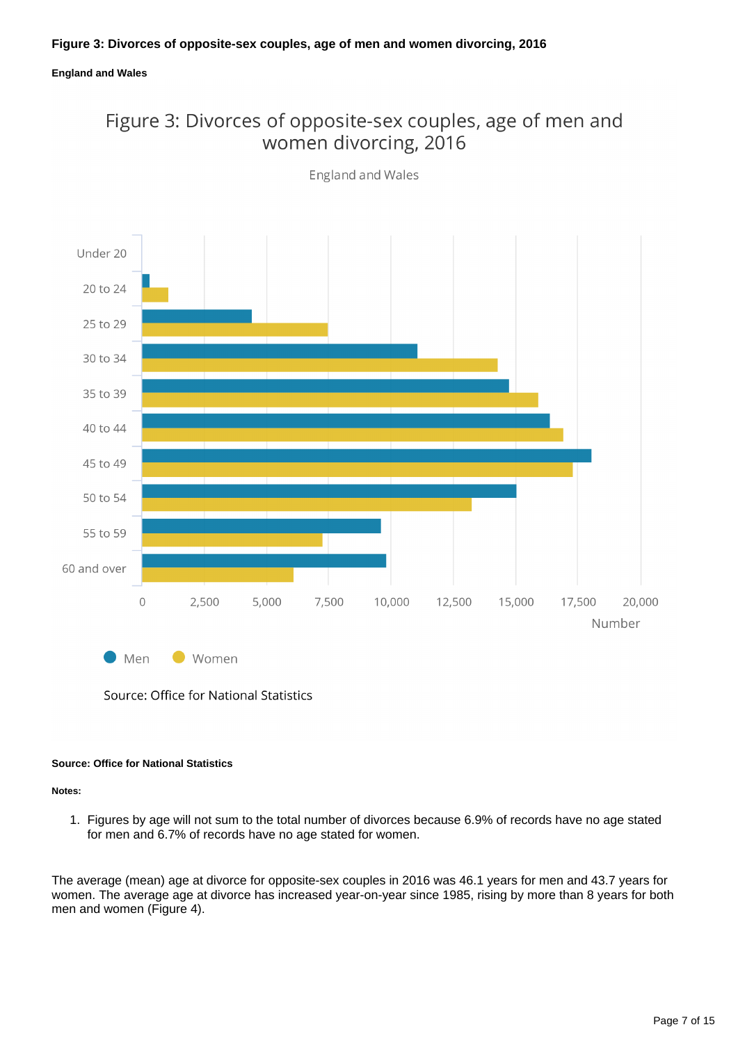**Figure 3: Divorces of opposite-sex couples, age of men and women divorcing, 2016**

**England and Wales**

**Source: Office for National Statistics**

**Notes:**

1. Figures by age will not sum to the total number of divorces because 6.9% of records have no age stated for men and 6.7% of records have no age stated for women.

The average (mean) age at divorce for opposite-sex couples in 2016 was 46.1 years for men and 43.7 years for women. The average age at divorce has increased year-on-year since 1985, rising by more than 8 years for both men and women (Figure 4).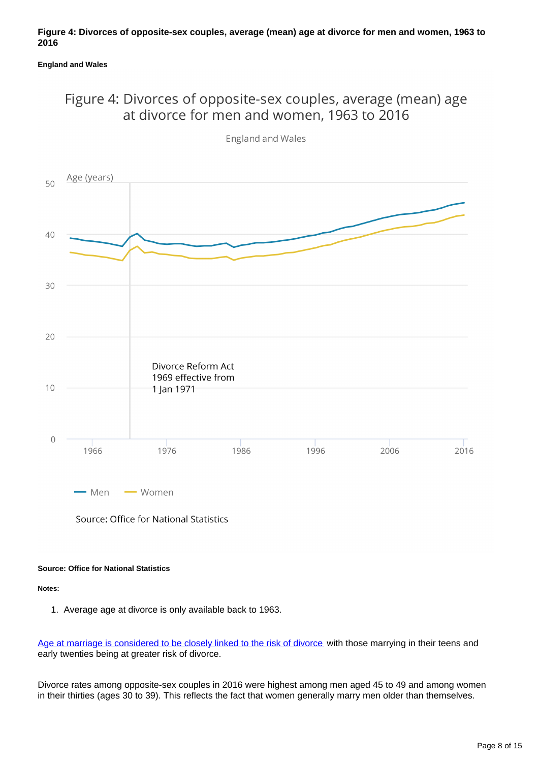**Figure 4: Divorces of opposite-sex couples, average (mean) age at divorce for men and women, 1963 to 2016**

**England and Wales**

**Source: Office for National Statistics**

**Notes:**

1. Average age at divorce is only available back to 1963.

[Age at marriage is considered to be closely linked to the risk of divorce](#) with those marrying in their teens and early twenties being at greater risk of divorce.

Divorce rates among opposite-sex couples in 2016 were highest among men aged 45 to 49 and among women in their thirties (ages 30 to 39). This reflects the fact that women generally marry men older than themselves.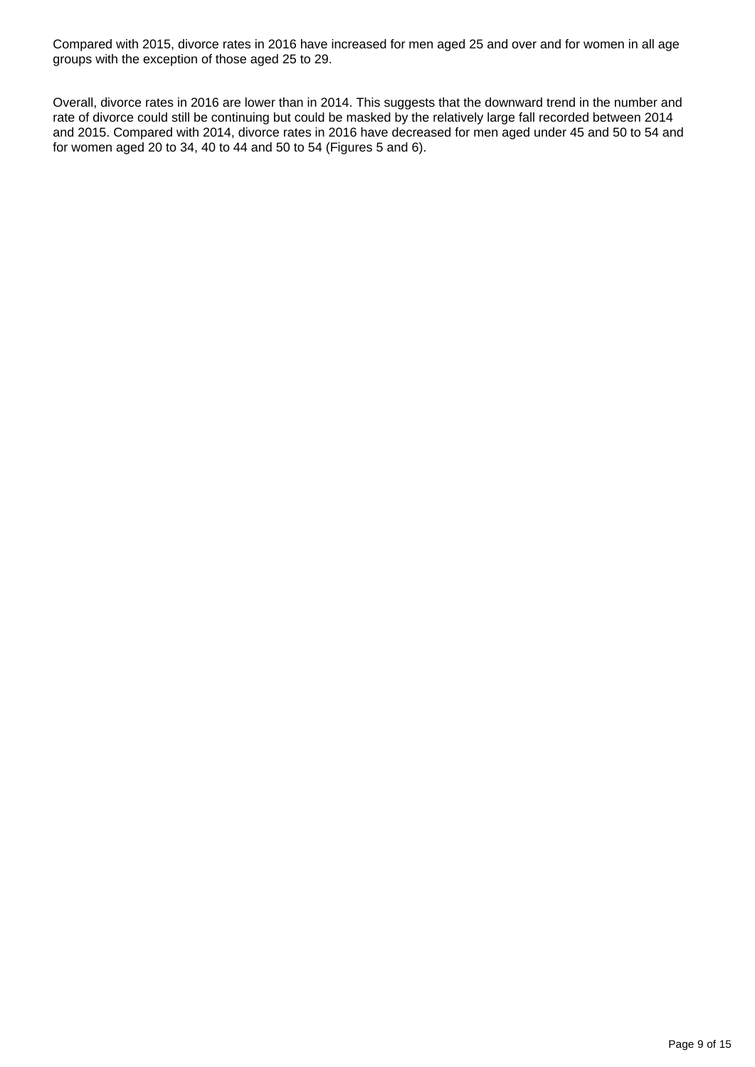Compared with 2015, divorce rates in 2016 have increased for men aged 25 and over and for women in all age groups with the exception of those aged 25 to 29.

Overall, divorce rates in 2016 are lower than in 2014. This suggests that the downward trend in the number and rate of divorce could still be continuing but could be masked by the relatively large fall recorded between 2014 and 2015. Compared with 2014, divorce rates in 2016 have decreased for men aged under 45 and 50 to 54 and for women aged 20 to 34, 40 to 44 and 50 to 54 (Figures 5 and 6).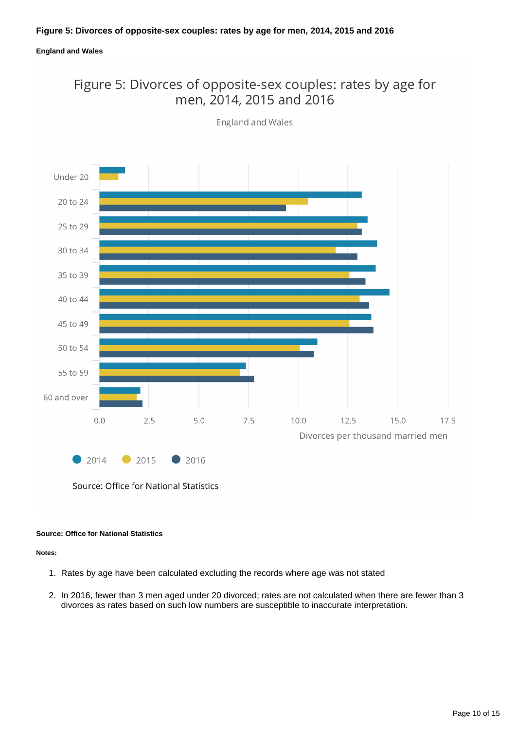**Figure 5: Divorces of opposite-sex couples: rates by age for men, 2014, 2015 and 2016**

**England and Wales**

**Source: Office for National Statistics**

**Notes:**

1. Rates by age have been calculated excluding the records where age was not stated
2. In 2016, fewer than 3 men aged under 20 divorced; rates are not calculated when there are fewer than 3 divorces as rates based on such low numbers are susceptible to inaccurate interpretation.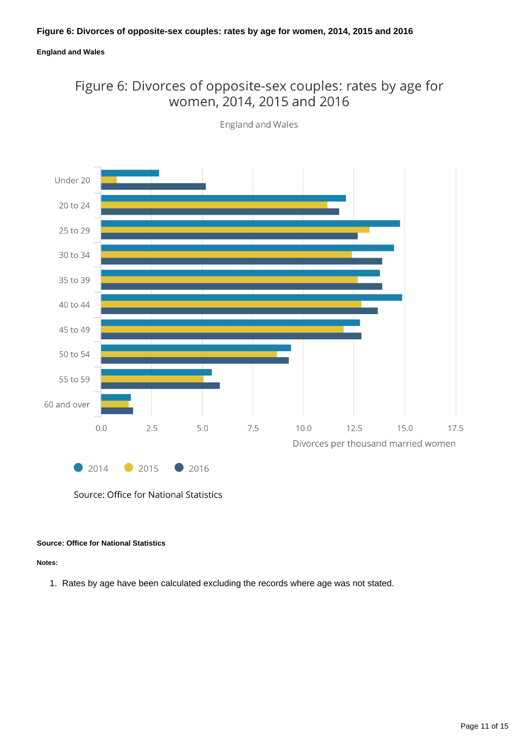**Figure 6: Divorces of opposite-sex couples: rates by age for women, 2014, 2015 and 2016**

**England and Wales**

Figure 6: Divorces of opposite-sex couples: rates by age for women, 2014, 2015 and 2016

England and Wales

Under 20
20 to 24
25 to 29
30 to 34
35 to 39
40 to 44
45 to 49
50 to 54
55 to 59
60 and over

0.0 2.5 5.0 7.5 10.0 12.5 15.0 17.5

Divorces per thousand married women

2014 2015 2016

Source: Office for National Statistics

**Source: Office for National Statistics**

**Notes:**

1. Rates by age have been calculated excluding the records where age was not stated.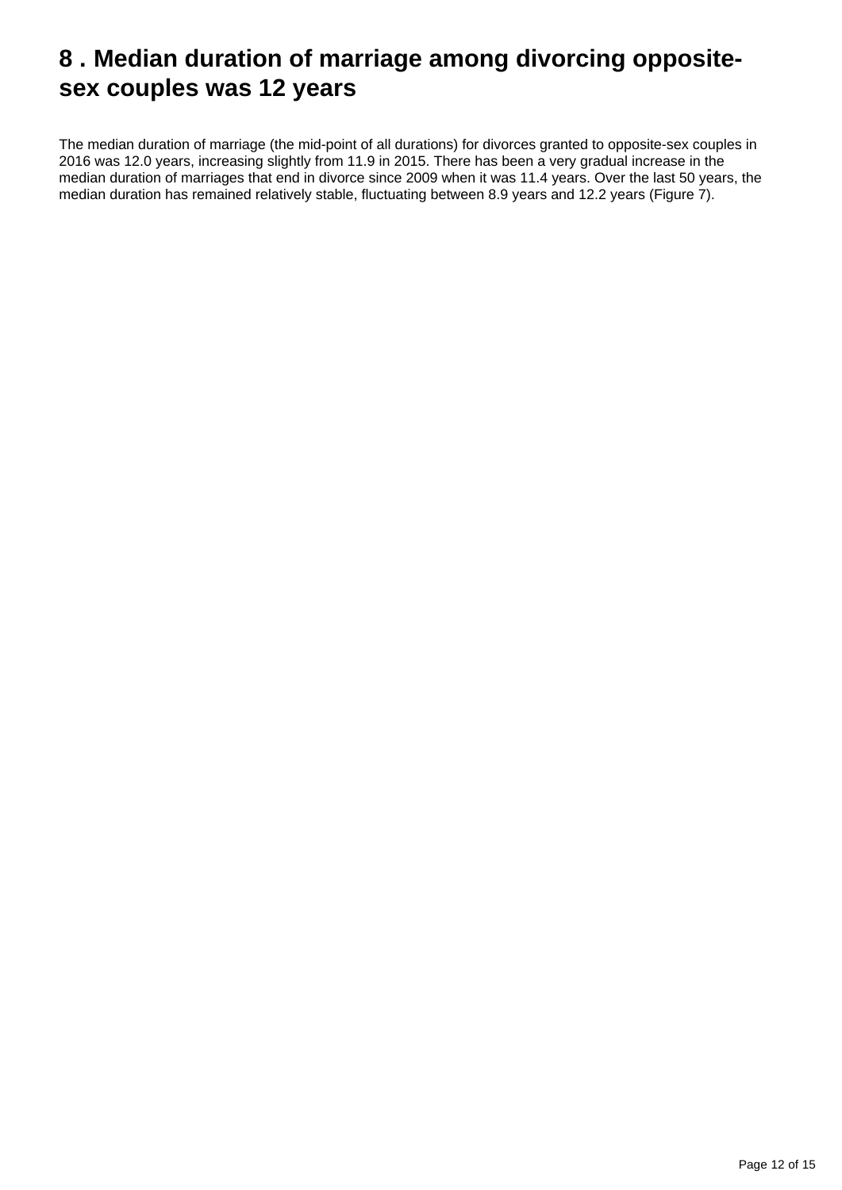## 8 . Median duration of marriage among divorcing opposite-sex couples was 12 years

The median duration of marriage (the mid-point of all durations) for divorces granted to opposite-sex couples in 2016 was 12.0 years, increasing slightly from 11.9 in 2015. There has been a very gradual increase in the median duration of marriages that end in divorce since 2009 when it was 11.4 years. Over the last 50 years, the median duration has remained relatively stable, fluctuating between 8.9 years and 12.2 years (Figure 7).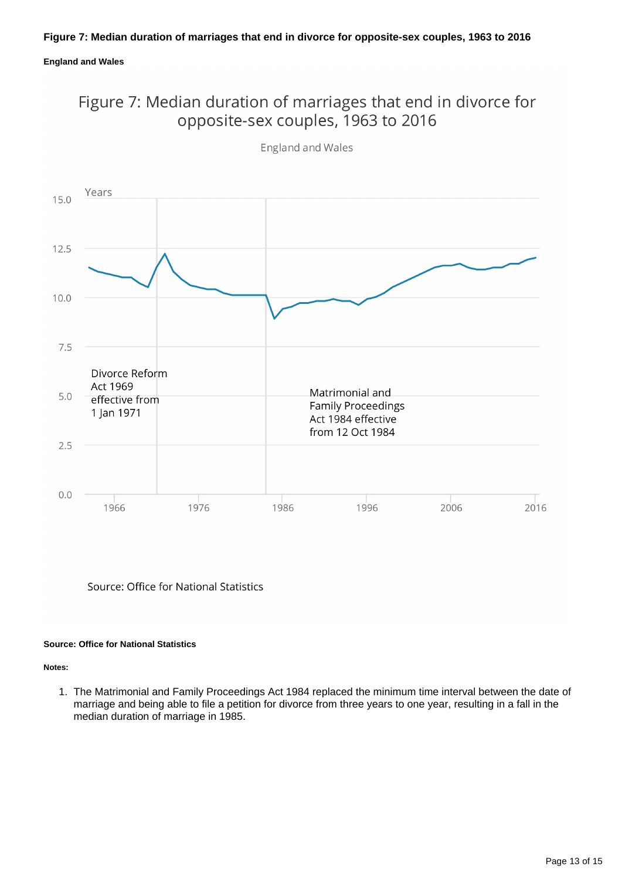**Figure 7: Median duration of marriages that end in divorce for opposite-sex couples, 1963 to 2016**

**England and Wales**

Figure 7: Median duration of marriages that end in divorce for opposite-sex couples, 1963 to 2016

England and Wales

Years

Divorce Reform Act 1969 effective from 1 Jan 1971

Matrimonial and Family Proceedings Act 1984 effective from 12 Oct 1984

Source: Office for National Statistics

**Source: Office for National Statistics**

**Notes:**

1. The Matrimonial and Family Proceedings Act 1984 replaced the minimum time interval between the date of marriage and being able to file a petition for divorce from three years to one year, resulting in a fall in the median duration of marriage in 1985.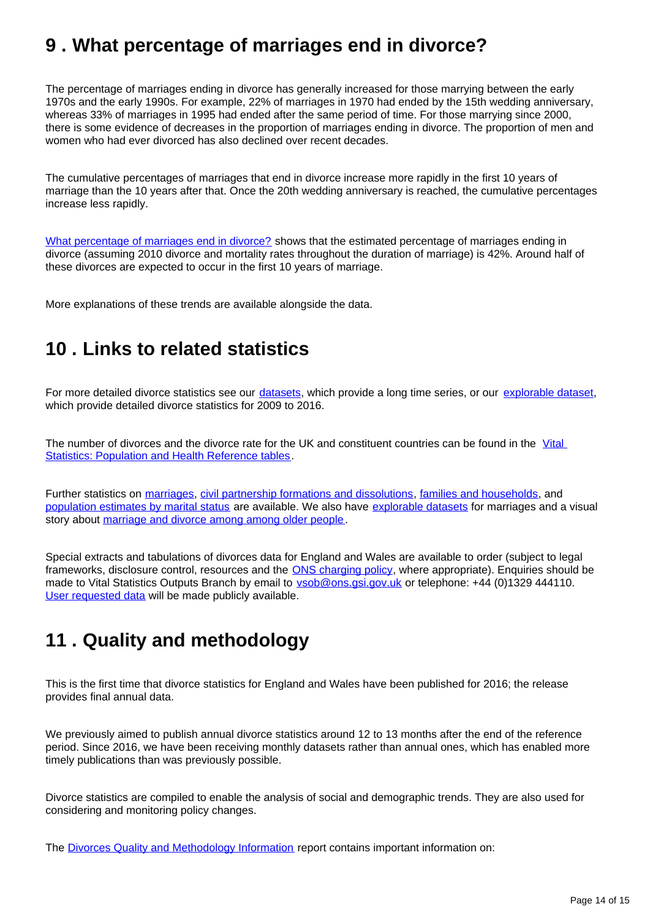## 9 . What percentage of marriages end in divorce?

The percentage of marriages ending in divorce has generally increased for those marrying between the early 1970s and the early 1990s. For example, 22% of marriages in 1970 had ended by the 15th wedding anniversary, whereas 33% of marriages in 1995 had ended after the same period of time. For those marrying since 2000, there is some evidence of decreases in the proportion of marriages ending in divorce. The proportion of men and women who had ever divorced has also declined over recent decades.

The cumulative percentages of marriages that end in divorce increase more rapidly in the first 10 years of marriage than the 10 years after that. Once the 20th wedding anniversary is reached, the cumulative percentages increase less rapidly.

What percentage of marriages end in divorce? shows that the estimated percentage of marriages ending in divorce (assuming 2010 divorce and mortality rates throughout the duration of marriage) is 42%. Around half of these divorces are expected to occur in the first 10 years of marriage.

More explanations of these trends are available alongside the data.

## 10 . Links to related statistics

For more detailed divorce statistics see our datasets, which provide a long time series, or our explorable dataset, which provide detailed divorce statistics for 2009 to 2016.

The number of divorces and the divorce rate for the UK and constituent countries can be found in the Vital Statistics: Population and Health Reference tables.

Further statistics on marriages, civil partnership formations and dissolutions, families and households, and population estimates by marital status are available. We also have explorable datasets for marriages and a visual story about marriage and divorce among among older people.

Special extracts and tabulations of divorces data for England and Wales are available to order (subject to legal frameworks, disclosure control, resources and the ONS charging policy, where appropriate). Enquiries should be made to Vital Statistics Outputs Branch by email to vsob@ons.gsi.gov.uk or telephone: +44 (0)1329 444110. User requested data will be made publicly available.

## 11 . Quality and methodology

This is the first time that divorce statistics for England and Wales have been published for 2016; the release provides final annual data.

We previously aimed to publish annual divorce statistics around 12 to 13 months after the end of the reference period. Since 2016, we have been receiving monthly datasets rather than annual ones, which has enabled more timely publications than was previously possible.

Divorce statistics are compiled to enable the analysis of social and demographic trends. They are also used for considering and monitoring policy changes.

The Divorces Quality and Methodology Information report contains important information on: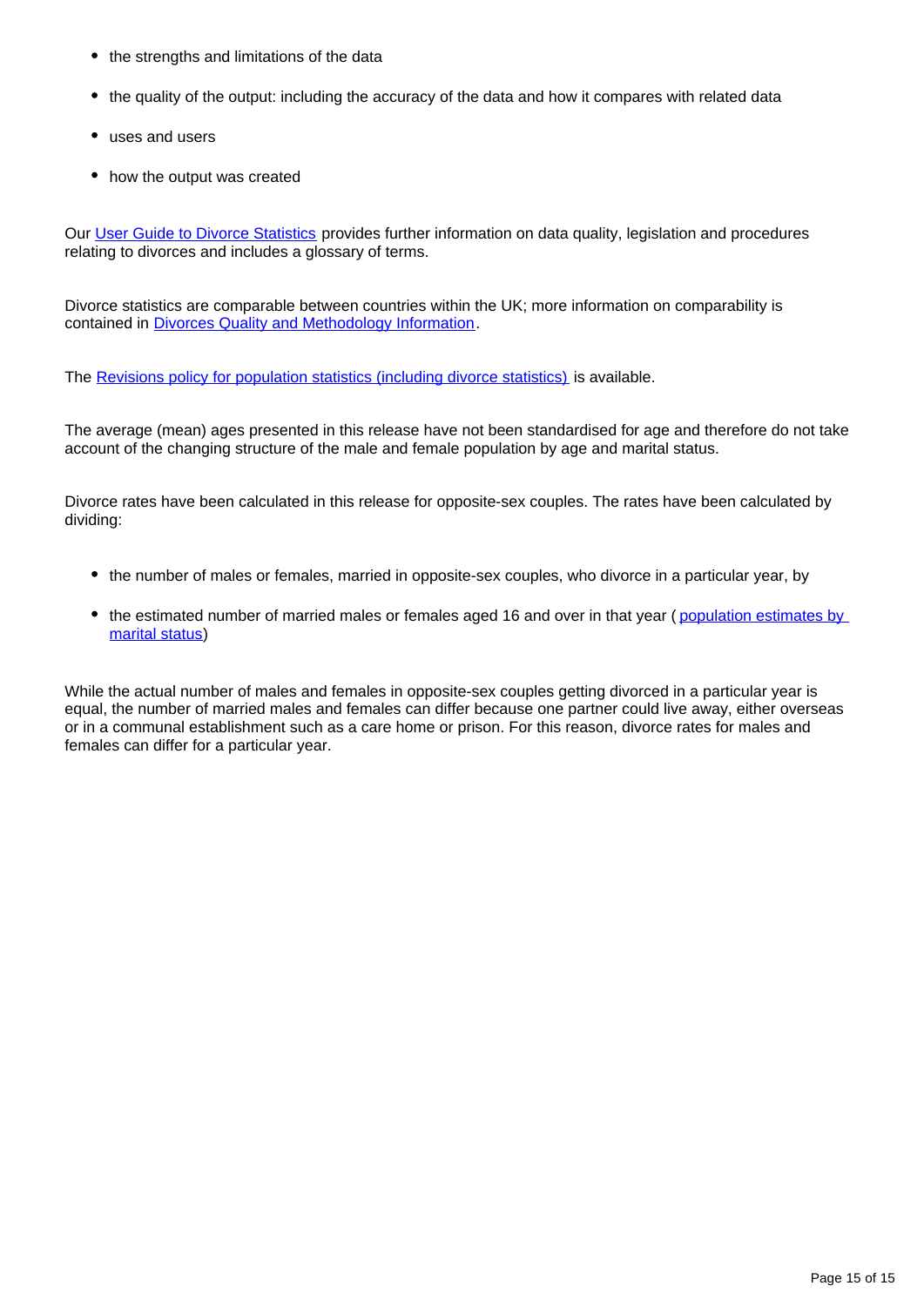- the strengths and limitations of the data
- the quality of the output: including the accuracy of the data and how it compares with related data
- uses and users
- how the output was created

Our [User Guide to Divorce Statistics](#) provides further information on data quality, legislation and procedures relating to divorces and includes a glossary of terms.

Divorce statistics are comparable between countries within the UK; more information on comparability is contained in [Divorces Quality and Methodology Information](#).

The [Revisions policy for population statistics (including divorce statistics)](#) is available.

The average (mean) ages presented in this release have not been standardised for age and therefore do not take account of the changing structure of the male and female population by age and marital status.

Divorce rates have been calculated in this release for opposite-sex couples. The rates have been calculated by dividing:

- the number of males or females, married in opposite-sex couples, who divorce in a particular year, by
- the estimated number of married males or females aged 16 and over in that year ( [population estimates by marital status](#))

While the actual number of males and females in opposite-sex couples getting divorced in a particular year is equal, the number of married males and females can differ because one partner could live away, either overseas or in a communal establishment such as a care home or prison. For this reason, divorce rates for males and females can differ for a particular year.